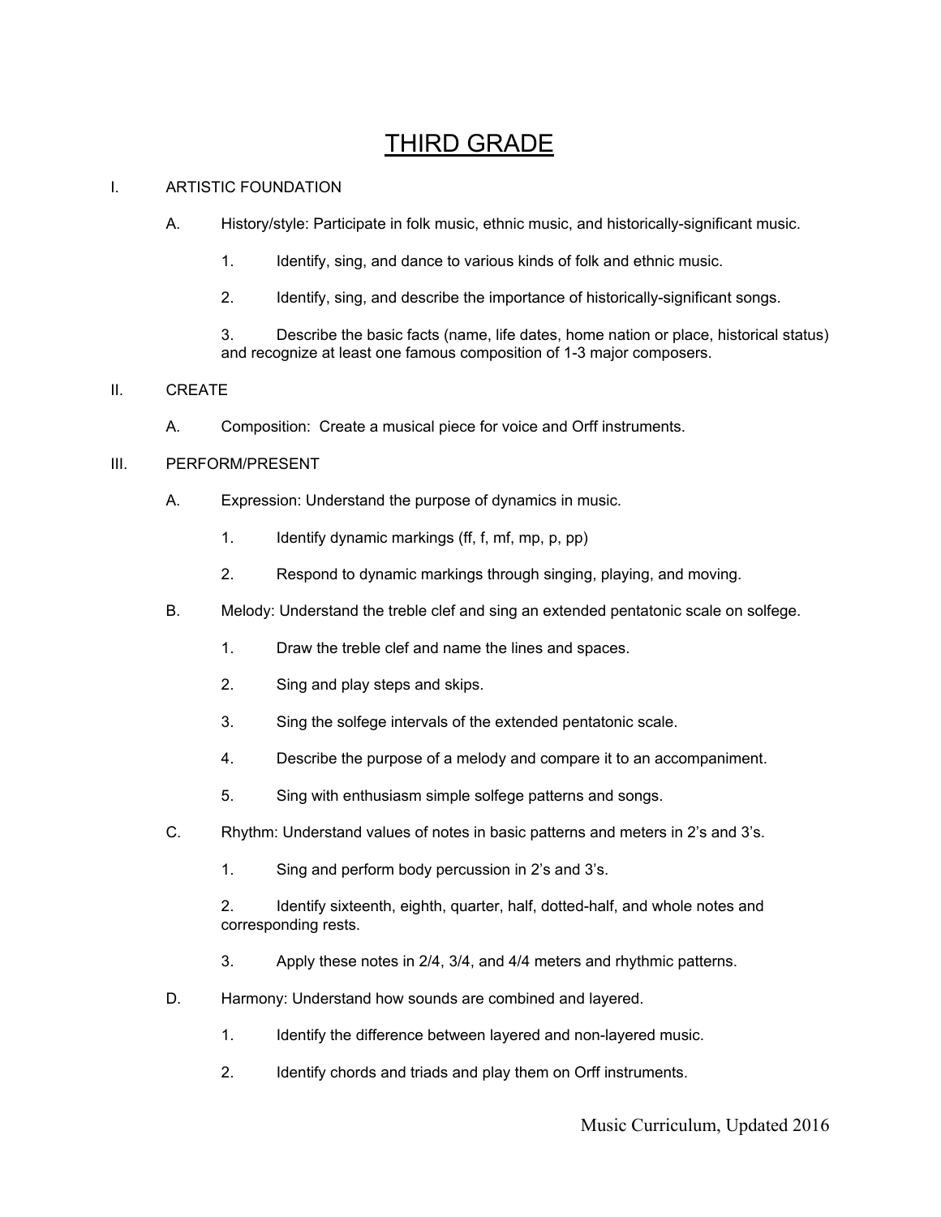# THIRD GRADE

I. ARTISTIC FOUNDATION

A. History/style: Participate in folk music, ethnic music, and historically-significant music.

1. Identify, sing, and dance to various kinds of folk and ethnic music.

2. Identify, sing, and describe the importance of historically-significant songs.

3. Describe the basic facts (name, life dates, home nation or place, historical status) and recognize at least one famous composition of 1-3 major composers.

II. CREATE

A. Composition: Create a musical piece for voice and Orff instruments.

III. PERFORM/PRESENT

A. Expression: Understand the purpose of dynamics in music.

1. Identify dynamic markings (ff, f, mf, mp, p, pp)

2. Respond to dynamic markings through singing, playing, and moving.

B. Melody: Understand the treble clef and sing an extended pentatonic scale on solfege.

1. Draw the treble clef and name the lines and spaces.

2. Sing and play steps and skips.

3. Sing the solfege intervals of the extended pentatonic scale.

4. Describe the purpose of a melody and compare it to an accompaniment.

5. Sing with enthusiasm simple solfege patterns and songs.

C. Rhythm: Understand values of notes in basic patterns and meters in 2's and 3's.

1. Sing and perform body percussion in 2's and 3's.

2. Identify sixteenth, eighth, quarter, half, dotted-half, and whole notes and corresponding rests.

3. Apply these notes in 2/4, 3/4, and 4/4 meters and rhythmic patterns.

D. Harmony: Understand how sounds are combined and layered.

1. Identify the difference between layered and non-layered music.

2. Identify chords and triads and play them on Orff instruments.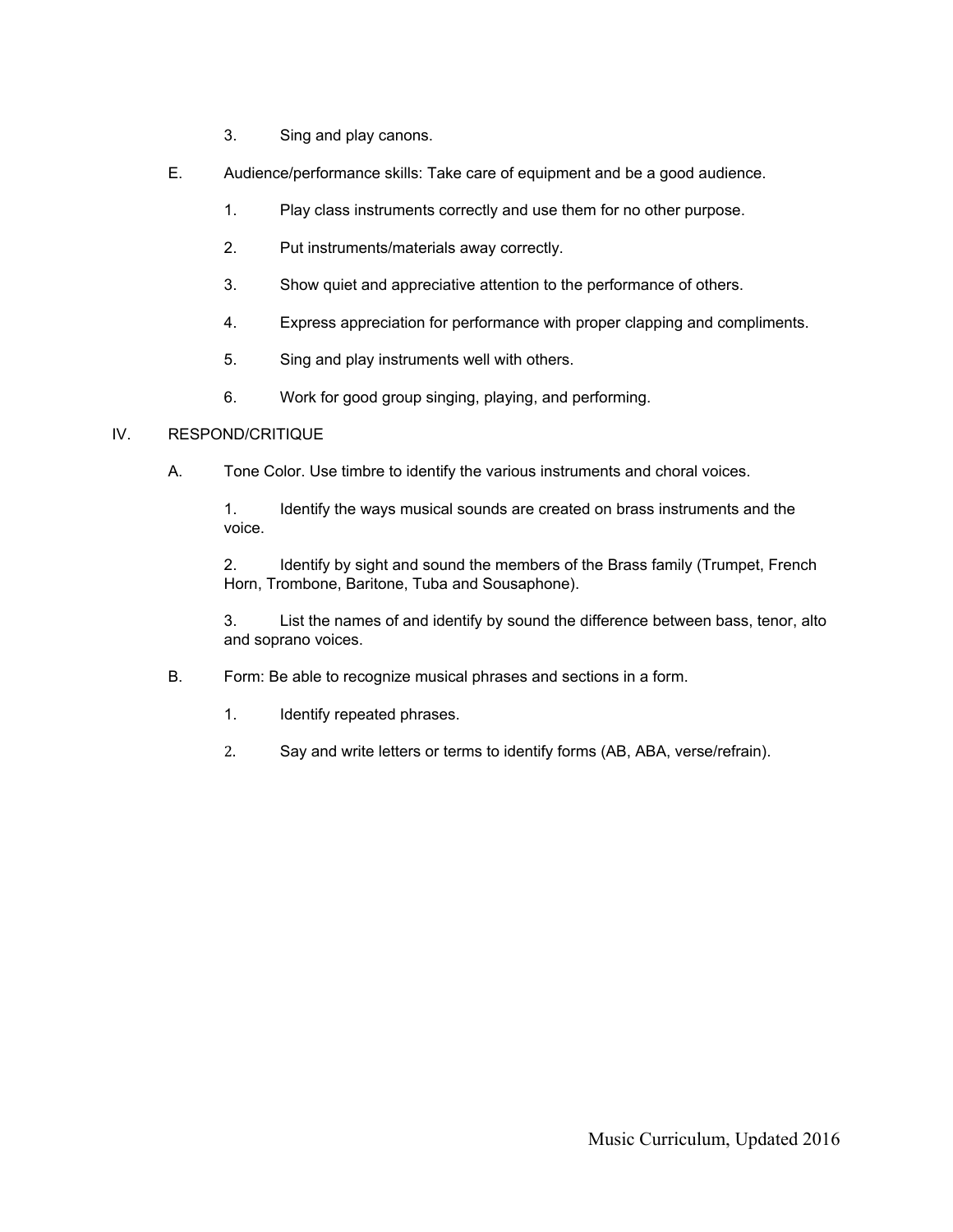3. Sing and play canons.

E. Audience/performance skills: Take care of equipment and be a good audience.

1. Play class instruments correctly and use them for no other purpose.

2. Put instruments/materials away correctly.

3. Show quiet and appreciative attention to the performance of others.

4. Express appreciation for performance with proper clapping and compliments.

5. Sing and play instruments well with others.

6. Work for good group singing, playing, and performing.

## IV. RESPOND/CRITIQUE

A. Tone Color. Use timbre to identify the various instruments and choral voices.

1. Identify the ways musical sounds are created on brass instruments and the voice.

2. Identify by sight and sound the members of the Brass family (Trumpet, French Horn, Trombone, Baritone, Tuba and Sousaphone).

3. List the names of and identify by sound the difference between bass, tenor, alto and soprano voices.

B. Form: Be able to recognize musical phrases and sections in a form.

1. Identify repeated phrases.

2. Say and write letters or terms to identify forms (AB, ABA, verse/refrain).